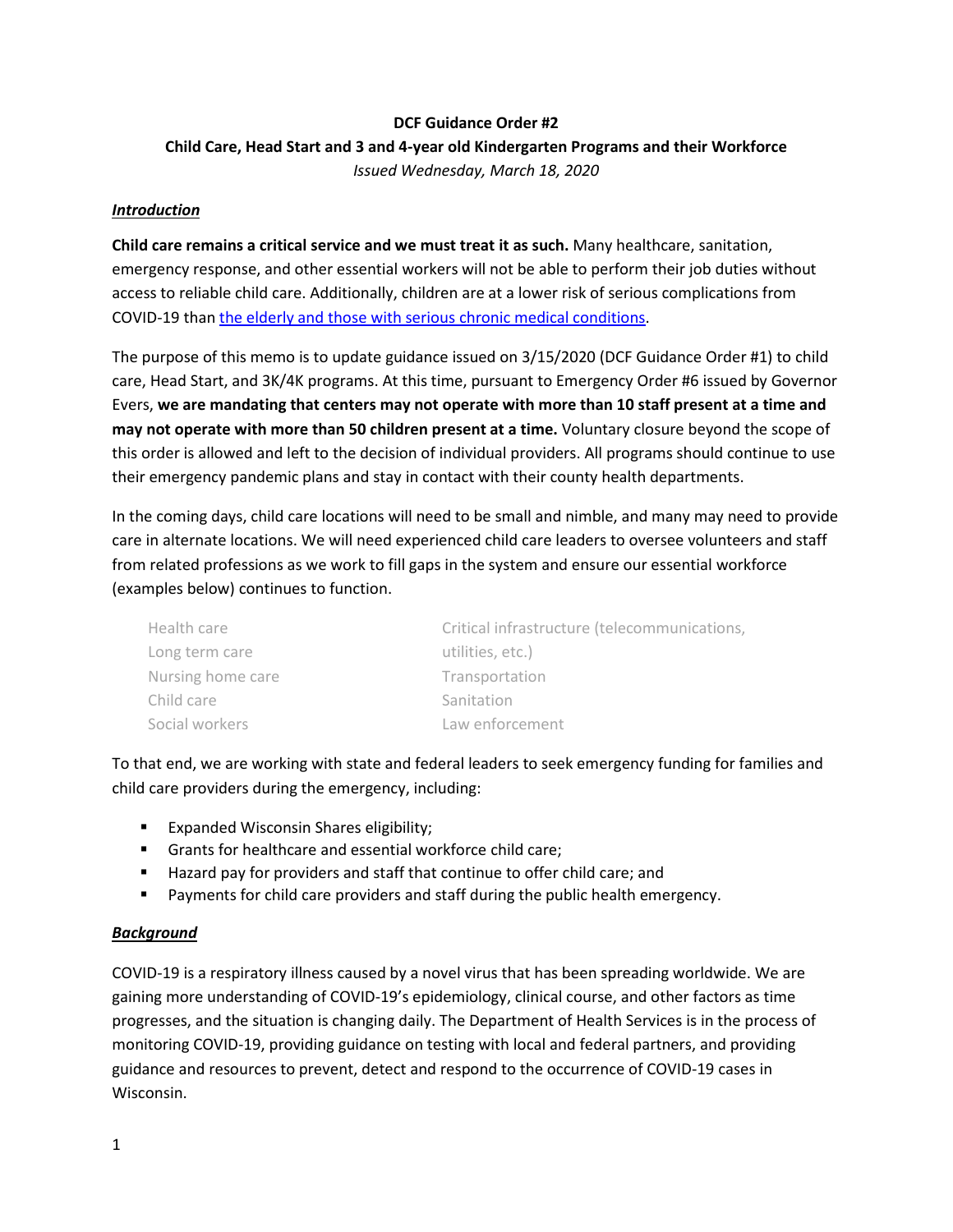**DCF Guidance Order #2**

**Child Care, Head Start and 3 and 4-year old Kindergarten Programs and their Workforce**

*Issued Wednesday, March 18, 2020*

***Introduction***

**Child care remains a critical service and we must treat it as such.** Many healthcare, sanitation, emergency response, and other essential workers will not be able to perform their job duties without access to reliable child care. Additionally, children are at a lower risk of serious complications from COVID-19 than the elderly and those with serious chronic medical conditions.

The purpose of this memo is to update guidance issued on 3/15/2020 (DCF Guidance Order #1) to child care, Head Start, and 3K/4K programs. At this time, pursuant to Emergency Order #6 issued by Governor Evers, **we are mandating that centers may not operate with more than 10 staff present at a time and may not operate with more than 50 children present at a time.** Voluntary closure beyond the scope of this order is allowed and left to the decision of individual providers. All programs should continue to use their emergency pandemic plans and stay in contact with their county health departments.

In the coming days, child care locations will need to be small and nimble, and many may need to provide care in alternate locations. We will need experienced child care leaders to oversee volunteers and staff from related professions as we work to fill gaps in the system and ensure our essential workforce (examples below) continues to function.

- Health care
- Long term care
- Nursing home care
- Child care
- Social workers
- Critical infrastructure (telecommunications, utilities, etc.)
- Transportation
- Sanitation
- Law enforcement

To that end, we are working with state and federal leaders to seek emergency funding for families and child care providers during the emergency, including:

- Expanded Wisconsin Shares eligibility;
- Grants for healthcare and essential workforce child care;
- Hazard pay for providers and staff that continue to offer child care; and
- Payments for child care providers and staff during the public health emergency.

***Background***

COVID-19 is a respiratory illness caused by a novel virus that has been spreading worldwide. We are gaining more understanding of COVID-19's epidemiology, clinical course, and other factors as time progresses, and the situation is changing daily. The Department of Health Services is in the process of monitoring COVID-19, providing guidance on testing with local and federal partners, and providing guidance and resources to prevent, detect and respond to the occurrence of COVID-19 cases in Wisconsin.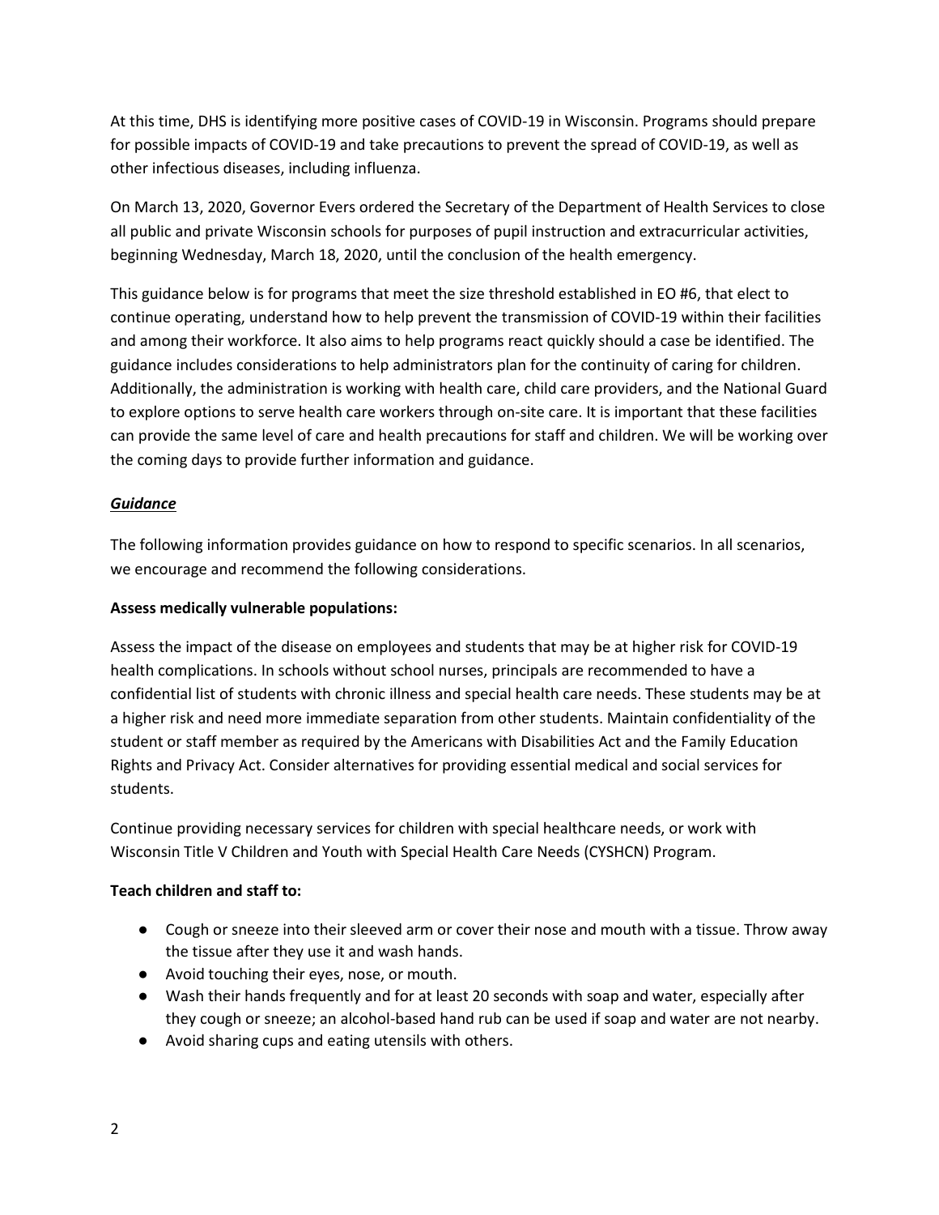At this time, DHS is identifying more positive cases of COVID-19 in Wisconsin. Programs should prepare for possible impacts of COVID-19 and take precautions to prevent the spread of COVID-19, as well as other infectious diseases, including influenza.

On March 13, 2020, Governor Evers ordered the Secretary of the Department of Health Services to close all public and private Wisconsin schools for purposes of pupil instruction and extracurricular activities, beginning Wednesday, March 18, 2020, until the conclusion of the health emergency.

This guidance below is for programs that meet the size threshold established in EO #6, that elect to continue operating, understand how to help prevent the transmission of COVID-19 within their facilities and among their workforce. It also aims to help programs react quickly should a case be identified. The guidance includes considerations to help administrators plan for the continuity of caring for children. Additionally, the administration is working with health care, child care providers, and the National Guard to explore options to serve health care workers through on-site care. It is important that these facilities can provide the same level of care and health precautions for staff and children. We will be working over the coming days to provide further information and guidance.

***<u>Guidance</u>***

The following information provides guidance on how to respond to specific scenarios. In all scenarios, we encourage and recommend the following considerations.

**Assess medically vulnerable populations:**

Assess the impact of the disease on employees and students that may be at higher risk for COVID-19 health complications. In schools without school nurses, principals are recommended to have a confidential list of students with chronic illness and special health care needs. These students may be at a higher risk and need more immediate separation from other students. Maintain confidentiality of the student or staff member as required by the Americans with Disabilities Act and the Family Education Rights and Privacy Act. Consider alternatives for providing essential medical and social services for students.

Continue providing necessary services for children with special healthcare needs, or work with Wisconsin Title V Children and Youth with Special Health Care Needs (CYSHCN) Program.

**Teach children and staff to:**

- Cough or sneeze into their sleeved arm or cover their nose and mouth with a tissue. Throw away the tissue after they use it and wash hands.
- Avoid touching their eyes, nose, or mouth.
- Wash their hands frequently and for at least 20 seconds with soap and water, especially after they cough or sneeze; an alcohol-based hand rub can be used if soap and water are not nearby.
- Avoid sharing cups and eating utensils with others.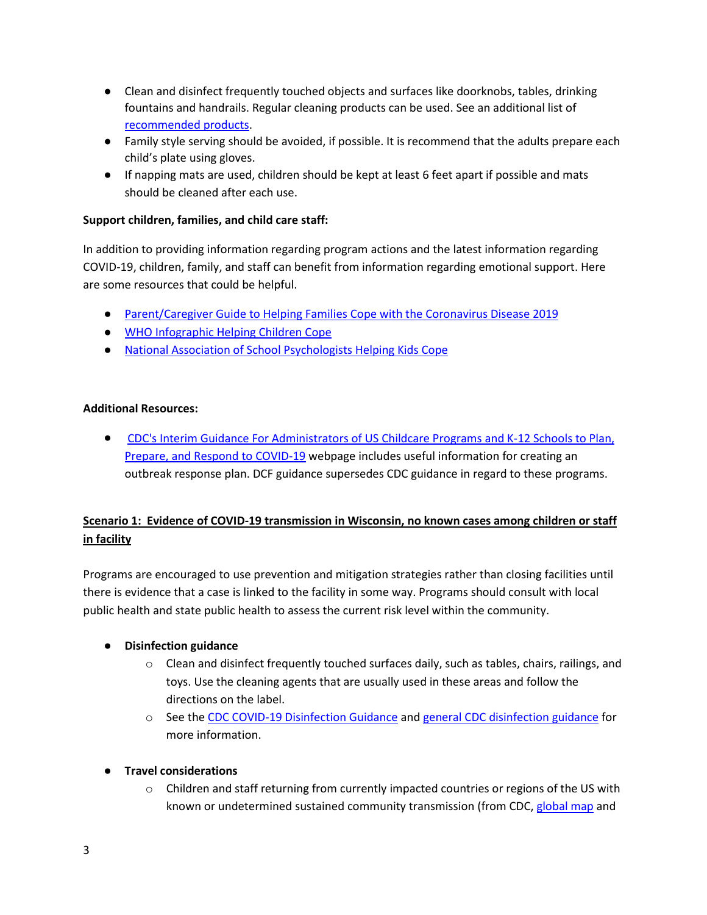- Clean and disinfect frequently touched objects and surfaces like doorknobs, tables, drinking fountains and handrails. Regular cleaning products can be used. See an additional list of recommended products.
- Family style serving should be avoided, if possible. It is recommend that the adults prepare each child's plate using gloves.
- If napping mats are used, children should be kept at least 6 feet apart if possible and mats should be cleaned after each use.

**Support children, families, and child care staff:**

In addition to providing information regarding program actions and the latest information regarding COVID-19, children, family, and staff can benefit from information regarding emotional support. Here are some resources that could be helpful.

- Parent/Caregiver Guide to Helping Families Cope with the Coronavirus Disease 2019
- WHO Infographic Helping Children Cope
- National Association of School Psychologists Helping Kids Cope

**Additional Resources:**

- CDC's Interim Guidance For Administrators of US Childcare Programs and K-12 Schools to Plan, Prepare, and Respond to COVID-19 webpage includes useful information for creating an outbreak response plan. DCF guidance supersedes CDC guidance in regard to these programs.

**Scenario 1: Evidence of COVID-19 transmission in Wisconsin, no known cases among children or staff in facility**

Programs are encouraged to use prevention and mitigation strategies rather than closing facilities until there is evidence that a case is linked to the facility in some way. Programs should consult with local public health and state public health to assess the current risk level within the community.

- **Disinfection guidance**
  - Clean and disinfect frequently touched surfaces daily, such as tables, chairs, railings, and toys. Use the cleaning agents that are usually used in these areas and follow the directions on the label.
  - See the CDC COVID-19 Disinfection Guidance and general CDC disinfection guidance for more information.
- **Travel considerations**
  - Children and staff returning from currently impacted countries or regions of the US with known or undetermined sustained community transmission (from CDC, global map and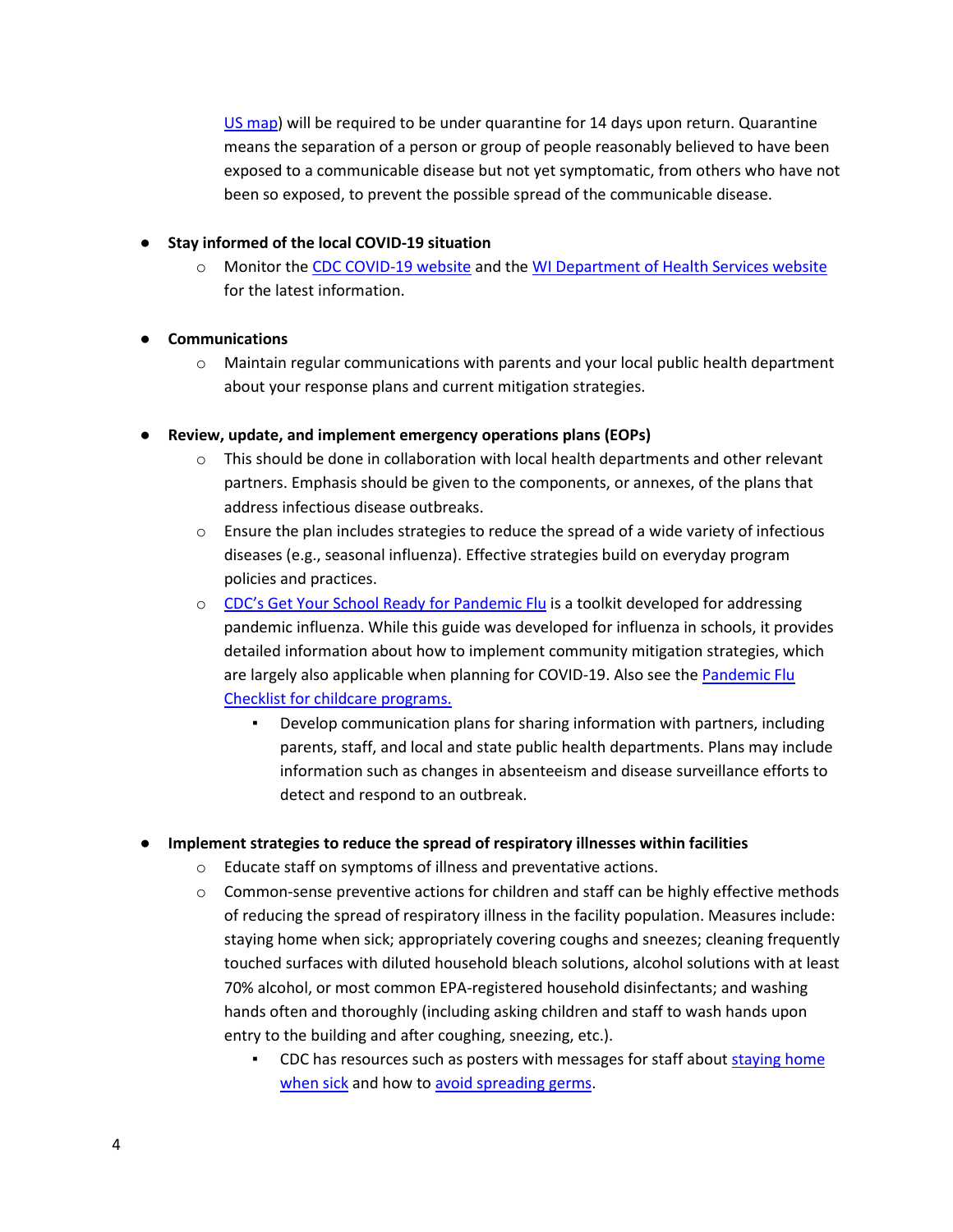US map) will be required to be under quarantine for 14 days upon return. Quarantine means the separation of a person or group of people reasonably believed to have been exposed to a communicable disease but not yet symptomatic, from others who have not been so exposed, to prevent the possible spread of the communicable disease.

- **Stay informed of the local COVID-19 situation**
  - Monitor the CDC COVID-19 website and the WI Department of Health Services website for the latest information.

- **Communications**
  - Maintain regular communications with parents and your local public health department about your response plans and current mitigation strategies.

- **Review, update, and implement emergency operations plans (EOPs)**
  - This should be done in collaboration with local health departments and other relevant partners. Emphasis should be given to the components, or annexes, of the plans that address infectious disease outbreaks.
  - Ensure the plan includes strategies to reduce the spread of a wide variety of infectious diseases (e.g., seasonal influenza). Effective strategies build on everyday program policies and practices.
  - CDC's Get Your School Ready for Pandemic Flu is a toolkit developed for addressing pandemic influenza. While this guide was developed for influenza in schools, it provides detailed information about how to implement community mitigation strategies, which are largely also applicable when planning for COVID-19. Also see the Pandemic Flu Checklist for childcare programs.
    - Develop communication plans for sharing information with partners, including parents, staff, and local and state public health departments. Plans may include information such as changes in absenteeism and disease surveillance efforts to detect and respond to an outbreak.

- **Implement strategies to reduce the spread of respiratory illnesses within facilities**
  - Educate staff on symptoms of illness and preventative actions.
  - Common-sense preventive actions for children and staff can be highly effective methods of reducing the spread of respiratory illness in the facility population. Measures include: staying home when sick; appropriately covering coughs and sneezes; cleaning frequently touched surfaces with diluted household bleach solutions, alcohol solutions with at least 70% alcohol, or most common EPA-registered household disinfectants; and washing hands often and thoroughly (including asking children and staff to wash hands upon entry to the building and after coughing, sneezing, etc.).
    - CDC has resources such as posters with messages for staff about staying home when sick and how to avoid spreading germs.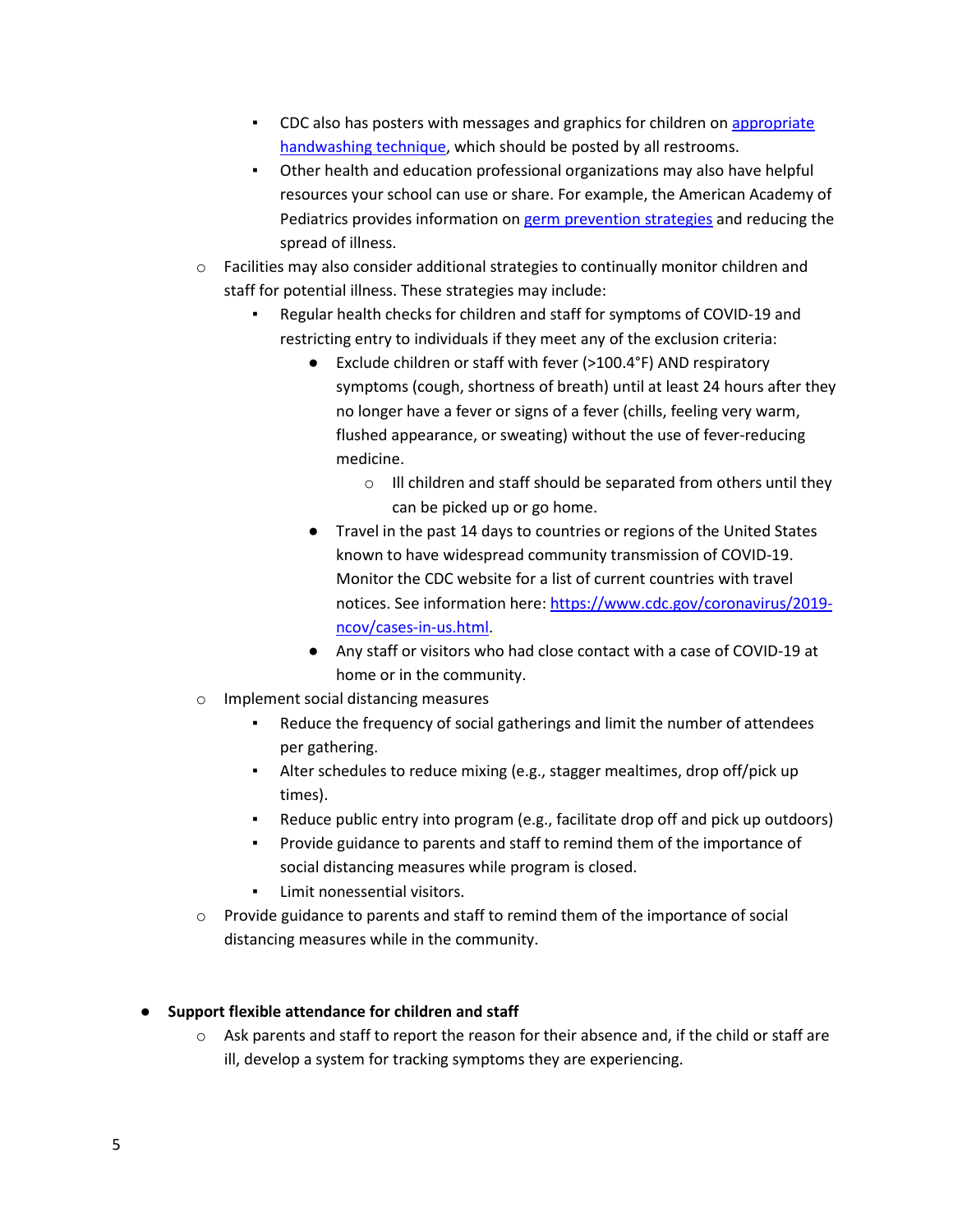- CDC also has posters with messages and graphics for children on [appropriate handwashing technique](), which should be posted by all restrooms.
            - Other health and education professional organizations may also have helpful resources your school can use or share. For example, the American Academy of Pediatrics provides information on [germ prevention strategies]() and reducing the spread of illness.
    - Facilities may also consider additional strategies to continually monitor children and staff for potential illness. These strategies may include:
        - Regular health checks for children and staff for symptoms of COVID-19 and restricting entry to individuals if they meet any of the exclusion criteria:
            - Exclude children or staff with fever (>100.4°F) AND respiratory symptoms (cough, shortness of breath) until at least 24 hours after they no longer have a fever or signs of a fever (chills, feeling very warm, flushed appearance, or sweating) without the use of fever-reducing medicine.
                - Ill children and staff should be separated from others until they can be picked up or go home.
            - Travel in the past 14 days to countries or regions of the United States known to have widespread community transmission of COVID-19. Monitor the CDC website for a list of current countries with travel notices. See information here: [https://www.cdc.gov/coronavirus/2019-ncov/cases-in-us.html](https://www.cdc.gov/coronavirus/2019-ncov/cases-in-us.html).
            - Any staff or visitors who had close contact with a case of COVID-19 at home or in the community.
    - Implement social distancing measures
        - Reduce the frequency of social gatherings and limit the number of attendees per gathering.
        - Alter schedules to reduce mixing (e.g., stagger mealtimes, drop off/pick up times).
        - Reduce public entry into program (e.g., facilitate drop off and pick up outdoors)
        - Provide guidance to parents and staff to remind them of the importance of social distancing measures while program is closed.
        - Limit nonessential visitors.
    - Provide guidance to parents and staff to remind them of the importance of social distancing measures while in the community.

- **Support flexible attendance for children and staff**
    - Ask parents and staff to report the reason for their absence and, if the child or staff are ill, develop a system for tracking symptoms they are experiencing.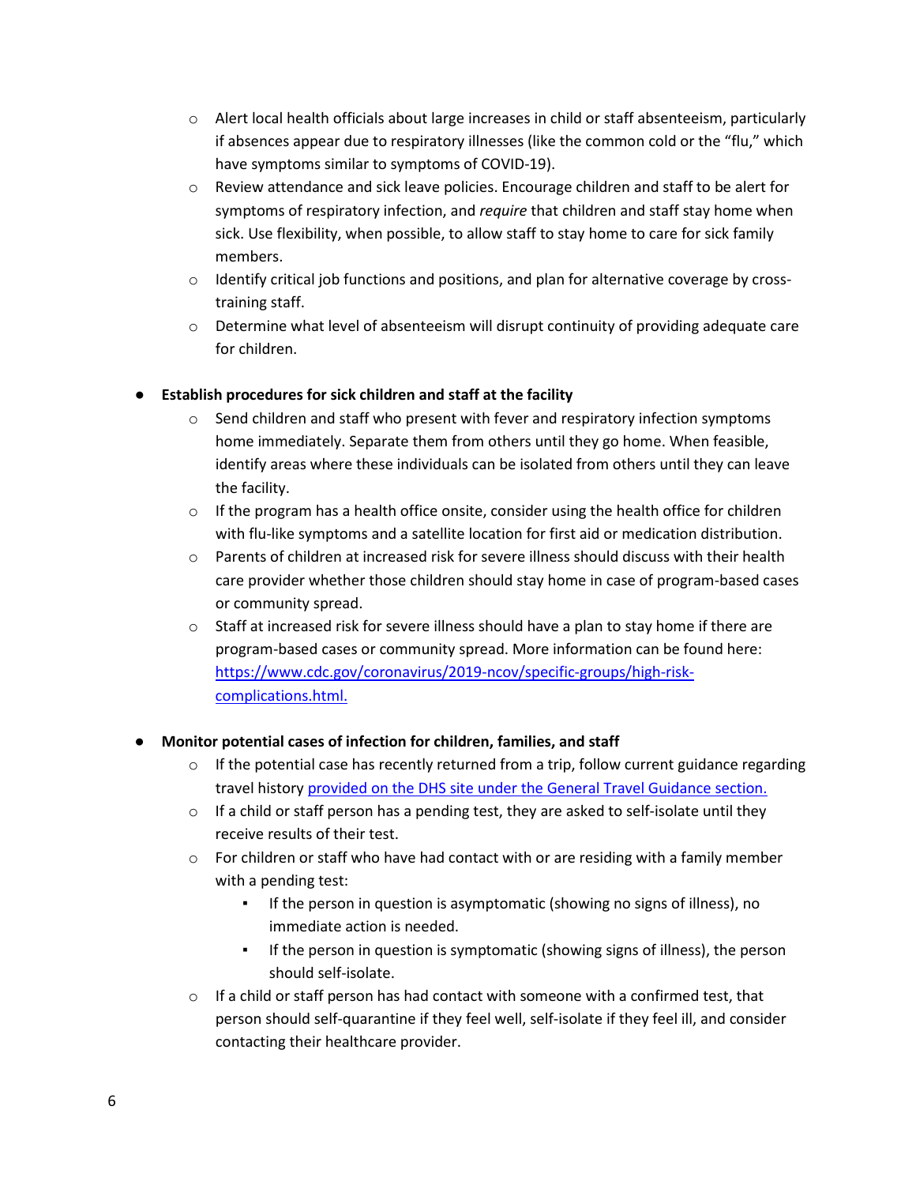- Alert local health officials about large increases in child or staff absenteeism, particularly if absences appear due to respiratory illnesses (like the common cold or the "flu," which have symptoms similar to symptoms of COVID-19).
  - Review attendance and sick leave policies. Encourage children and staff to be alert for symptoms of respiratory infection, and *require* that children and staff stay home when sick. Use flexibility, when possible, to allow staff to stay home to care for sick family members.
  - Identify critical job functions and positions, and plan for alternative coverage by cross-training staff.
  - Determine what level of absenteeism will disrupt continuity of providing adequate care for children.

- **Establish procedures for sick children and staff at the facility**
  - Send children and staff who present with fever and respiratory infection symptoms home immediately. Separate them from others until they go home. When feasible, identify areas where these individuals can be isolated from others until they can leave the facility.
  - If the program has a health office onsite, consider using the health office for children with flu-like symptoms and a satellite location for first aid or medication distribution.
  - Parents of children at increased risk for severe illness should discuss with their health care provider whether those children should stay home in case of program-based cases or community spread.
  - Staff at increased risk for severe illness should have a plan to stay home if there are program-based cases or community spread. More information can be found here: [https://www.cdc.gov/coronavirus/2019-ncov/specific-groups/high-risk-complications.html.](https://www.cdc.gov/coronavirus/2019-ncov/specific-groups/high-risk-complications.html)

- **Monitor potential cases of infection for children, families, and staff**
  - If the potential case has recently returned from a trip, follow current guidance regarding travel history provided on the DHS site under the General Travel Guidance section.
  - If a child or staff person has a pending test, they are asked to self-isolate until they receive results of their test.
  - For children or staff who have had contact with or are residing with a family member with a pending test:
    - If the person in question is asymptomatic (showing no signs of illness), no immediate action is needed.
    - If the person in question is symptomatic (showing signs of illness), the person should self-isolate.
  - If a child or staff person has had contact with someone with a confirmed test, that person should self-quarantine if they feel well, self-isolate if they feel ill, and consider contacting their healthcare provider.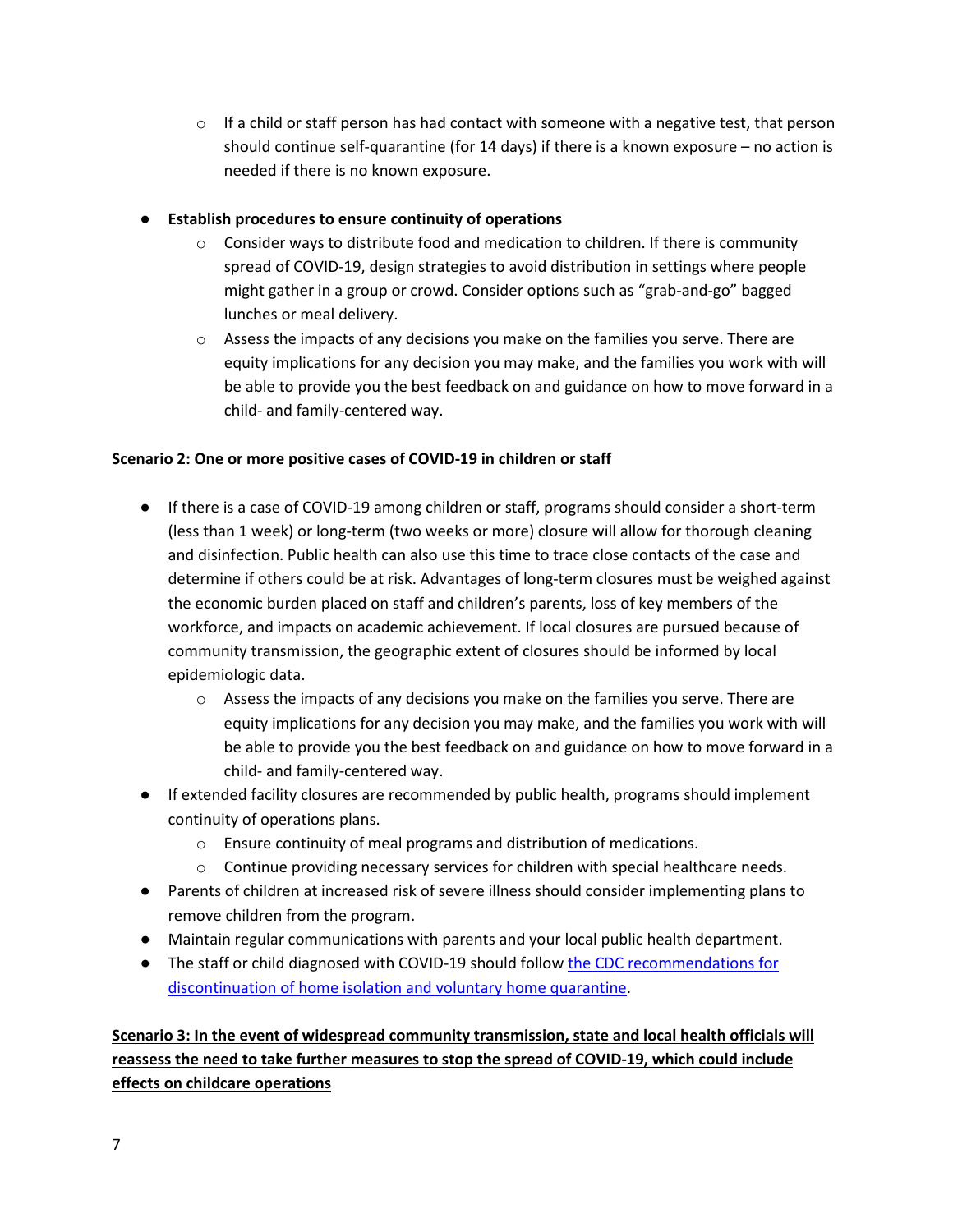- If a child or staff person has had contact with someone with a negative test, that person should continue self-quarantine (for 14 days) if there is a known exposure – no action is needed if there is no known exposure.

- **Establish procedures to ensure continuity of operations**
  - Consider ways to distribute food and medication to children. If there is community spread of COVID-19, design strategies to avoid distribution in settings where people might gather in a group or crowd. Consider options such as "grab-and-go" bagged lunches or meal delivery.
  - Assess the impacts of any decisions you make on the families you serve. There are equity implications for any decision you may make, and the families you work with will be able to provide you the best feedback on and guidance on how to move forward in a child- and family-centered way.

**Scenario 2: One or more positive cases of COVID-19 in children or staff**

- If there is a case of COVID-19 among children or staff, programs should consider a short-term (less than 1 week) or long-term (two weeks or more) closure will allow for thorough cleaning and disinfection. Public health can also use this time to trace close contacts of the case and determine if others could be at risk. Advantages of long-term closures must be weighed against the economic burden placed on staff and children's parents, loss of key members of the workforce, and impacts on academic achievement. If local closures are pursued because of community transmission, the geographic extent of closures should be informed by local epidemiologic data.
  - Assess the impacts of any decisions you make on the families you serve. There are equity implications for any decision you may make, and the families you work with will be able to provide you the best feedback on and guidance on how to move forward in a child- and family-centered way.
- If extended facility closures are recommended by public health, programs should implement continuity of operations plans.
  - Ensure continuity of meal programs and distribution of medications.
  - Continue providing necessary services for children with special healthcare needs.
- Parents of children at increased risk of severe illness should consider implementing plans to remove children from the program.
- Maintain regular communications with parents and your local public health department.
- The staff or child diagnosed with COVID-19 should follow the CDC recommendations for discontinuation of home isolation and voluntary home quarantine.

**Scenario 3: In the event of widespread community transmission, state and local health officials will reassess the need to take further measures to stop the spread of COVID-19, which could include effects on childcare operations**